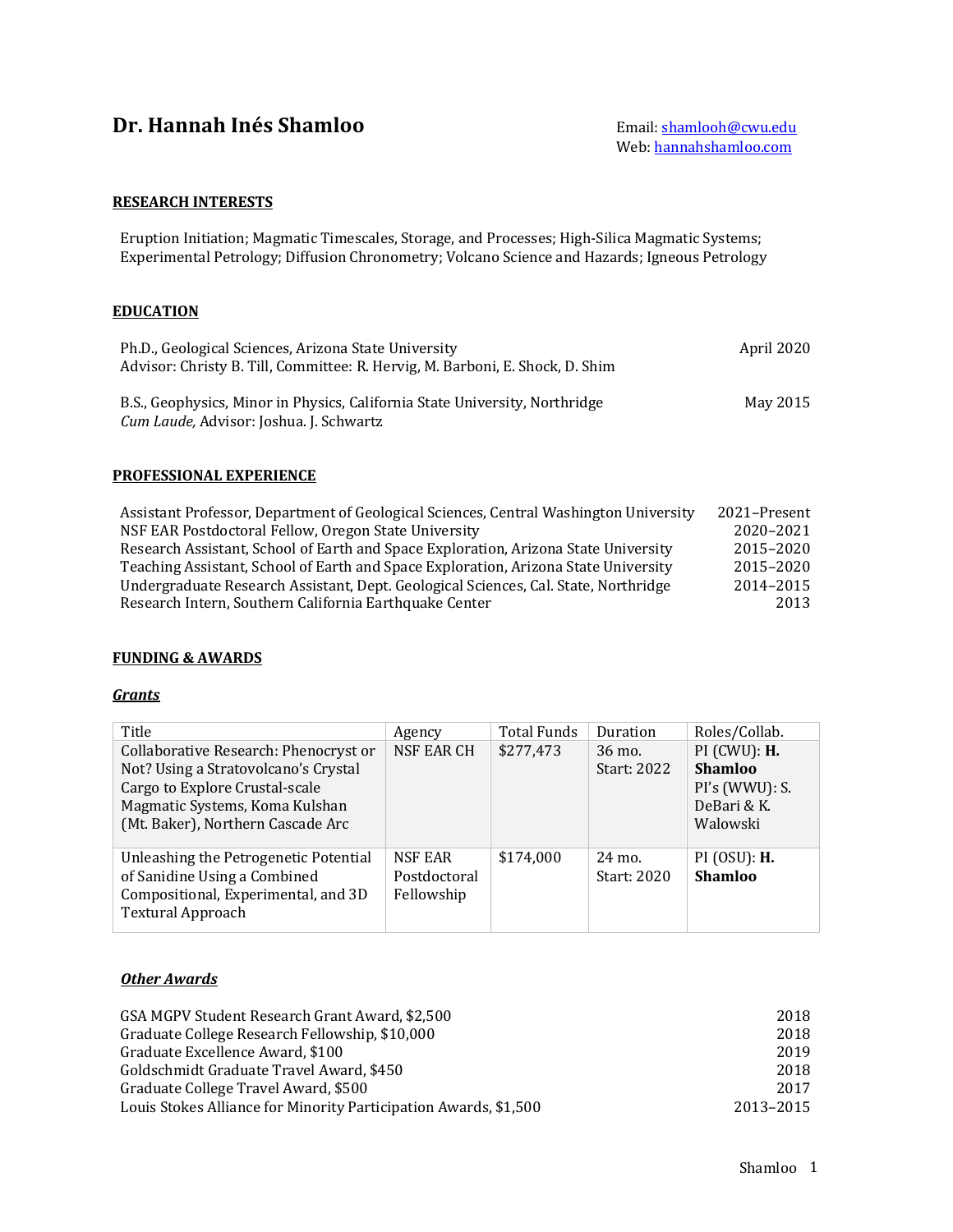# Dr. Hannah Inés Shamloo

Email: shamlooh@cwu.edu
Web: hannahshamloo.com

## RESEARCH INTERESTS

Eruption Initiation; Magmatic Timescales, Storage, and Processes; High-Silica Magmatic Systems; Experimental Petrology; Diffusion Chronometry; Volcano Science and Hazards; Igneous Petrology

## EDUCATION

Ph.D., Geological Sciences, Arizona State University — April 2020
Advisor: Christy B. Till, Committee: R. Hervig, M. Barboni, E. Shock, D. Shim

B.S., Geophysics, Minor in Physics, California State University, Northridge — May 2015
*Cum Laude,* Advisor: Joshua. J. Schwartz

## PROFESSIONAL EXPERIENCE

Assistant Professor, Department of Geological Sciences, Central Washington University — 2021–Present
NSF EAR Postdoctoral Fellow, Oregon State University — 2020–2021
Research Assistant, School of Earth and Space Exploration, Arizona State University — 2015–2020
Teaching Assistant, School of Earth and Space Exploration, Arizona State University — 2015–2020
Undergraduate Research Assistant, Dept. Geological Sciences, Cal. State, Northridge — 2014–2015
Research Intern, Southern California Earthquake Center — 2013

## FUNDING & AWARDS

### *Grants*

| Title | Agency | Total Funds | Duration | Roles/Collab. |
|---|---|---|---|---|
| Collaborative Research: Phenocryst or Not? Using a Stratovolcano's Crystal Cargo to Explore Crustal-scale Magmatic Systems, Koma Kulshan (Mt. Baker), Northern Cascade Arc | NSF EAR CH | $277,473 | 36 mo. Start: 2022 | PI (CWU): **H. Shamloo** PI's (WWU): S. DeBari & K. Walowski |
| Unleashing the Petrogenetic Potential of Sanidine Using a Combined Compositional, Experimental, and 3D Textural Approach | NSF EAR Postdoctoral Fellowship | $174,000 | 24 mo. Start: 2020 | PI (OSU): **H. Shamloo** |

### *Other Awards*

GSA MGPV Student Research Grant Award, $2,500 — 2018
Graduate College Research Fellowship, $10,000 — 2018
Graduate Excellence Award, $100 — 2019
Goldschmidt Graduate Travel Award, $450 — 2018
Graduate College Travel Award, $500 — 2017
Louis Stokes Alliance for Minority Participation Awards, $1,500 — 2013–2015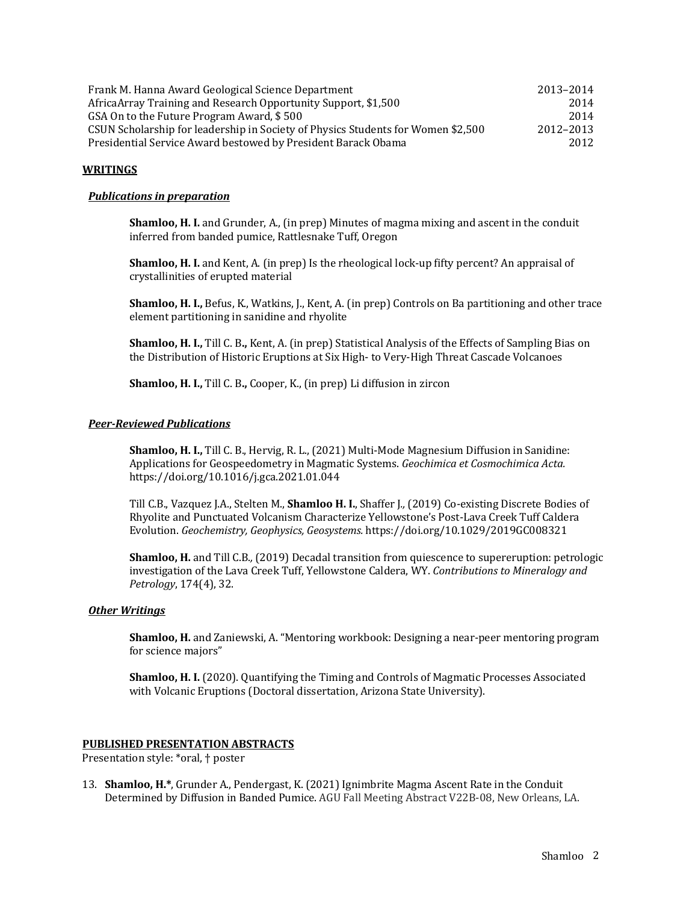| | |
|---|---|
| Frank M. Hanna Award Geological Science Department | 2013–2014 |
| AfricaArray Training and Research Opportunity Support, $1,500 | 2014 |
| GSA On to the Future Program Award, $ 500 | 2014 |
| CSUN Scholarship for leadership in Society of Physics Students for Women $2,500 | 2012–2013 |
| Presidential Service Award bestowed by President Barack Obama | 2012 |

## WRITINGS

### *Publications in preparation*

**Shamloo, H. I.** and Grunder, A., (in prep) Minutes of magma mixing and ascent in the conduit inferred from banded pumice, Rattlesnake Tuff, Oregon

**Shamloo, H. I.** and Kent, A. (in prep) Is the rheological lock-up fifty percent? An appraisal of crystallinities of erupted material

**Shamloo, H. I.,** Befus, K., Watkins, J., Kent, A. (in prep) Controls on Ba partitioning and other trace element partitioning in sanidine and rhyolite

**Shamloo, H. I.,** Till C. B**.,** Kent, A. (in prep) Statistical Analysis of the Effects of Sampling Bias on the Distribution of Historic Eruptions at Six High- to Very-High Threat Cascade Volcanoes

**Shamloo, H. I.,** Till C. B**.,** Cooper, K., (in prep) Li diffusion in zircon

### *Peer-Reviewed Publications*

**Shamloo, H. I.,** Till C. B., Hervig, R. L., (2021) Multi-Mode Magnesium Diffusion in Sanidine: Applications for Geospeedometry in Magmatic Systems. *Geochimica et Cosmochimica Acta.* https://doi.org/10.1016/j.gca.2021.01.044

Till C.B., Vazquez J.A., Stelten M., **Shamloo H. I.**, Shaffer J., (2019) Co-existing Discrete Bodies of Rhyolite and Punctuated Volcanism Characterize Yellowstone's Post-Lava Creek Tuff Caldera Evolution. *Geochemistry, Geophysics, Geosystems.* https://doi.org/10.1029/2019GC008321

**Shamloo, H.** and Till C.B., (2019) Decadal transition from quiescence to supereruption: petrologic investigation of the Lava Creek Tuff, Yellowstone Caldera, WY. *Contributions to Mineralogy and Petrology*, 174(4), 32.

### *Other Writings*

**Shamloo, H.** and Zaniewski, A. "Mentoring workbook: Designing a near-peer mentoring program for science majors"

**Shamloo, H. I.** (2020). Quantifying the Timing and Controls of Magmatic Processes Associated with Volcanic Eruptions (Doctoral dissertation, Arizona State University).

## PUBLISHED PRESENTATION ABSTRACTS

Presentation style: *oral, † poster

13. **Shamloo, H.***, Grunder A., Pendergast, K. (2021) Ignimbrite Magma Ascent Rate in the Conduit Determined by Diffusion in Banded Pumice. AGU Fall Meeting Abstract V22B-08, New Orleans, LA.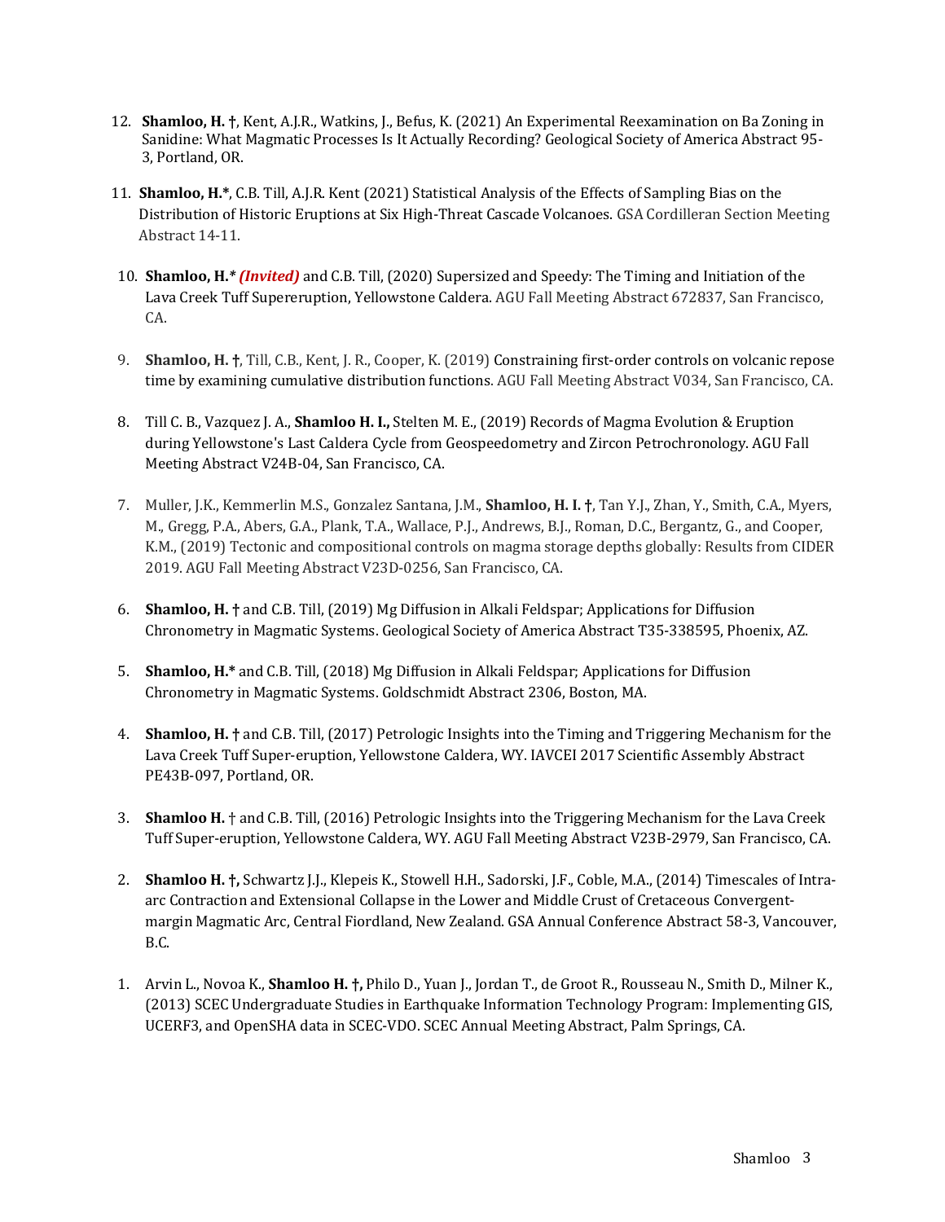12. **Shamloo, H. †**, Kent, A.J.R., Watkins, J., Befus, K. (2021) An Experimental Reexamination on Ba Zoning in Sanidine: What Magmatic Processes Is It Actually Recording? Geological Society of America Abstract 95-3, Portland, OR.

11. **Shamloo, H.***, C.B. Till, A.J.R. Kent (2021) Statistical Analysis of the Effects of Sampling Bias on the Distribution of Historic Eruptions at Six High-Threat Cascade Volcanoes. GSA Cordilleran Section Meeting Abstract 14-11.

10. **Shamloo, H.*** ***(Invited)*** and C.B. Till, (2020) Supersized and Speedy: The Timing and Initiation of the Lava Creek Tuff Supereruption, Yellowstone Caldera. AGU Fall Meeting Abstract 672837, San Francisco, CA.

9. **Shamloo, H. †**, Till, C.B., Kent, J. R., Cooper, K. (2019) Constraining first-order controls on volcanic repose time by examining cumulative distribution functions. AGU Fall Meeting Abstract V034, San Francisco, CA.

8. Till C. B., Vazquez J. A., **Shamloo H. I.,** Stelten M. E., (2019) Records of Magma Evolution & Eruption during Yellowstone's Last Caldera Cycle from Geospeedometry and Zircon Petrochronology. AGU Fall Meeting Abstract V24B-04, San Francisco, CA.

7. Muller, J.K., Kemmerlin M.S., Gonzalez Santana, J.M., **Shamloo, H. I. †**, Tan Y.J., Zhan, Y., Smith, C.A., Myers, M., Gregg, P.A., Abers, G.A., Plank, T.A., Wallace, P.J., Andrews, B.J., Roman, D.C., Bergantz, G., and Cooper, K.M., (2019) Tectonic and compositional controls on magma storage depths globally: Results from CIDER 2019. AGU Fall Meeting Abstract V23D-0256, San Francisco, CA.

6. **Shamloo, H. †** and C.B. Till, (2019) Mg Diffusion in Alkali Feldspar; Applications for Diffusion Chronometry in Magmatic Systems. Geological Society of America Abstract T35-338595, Phoenix, AZ.

5. **Shamloo, H.*** and C.B. Till, (2018) Mg Diffusion in Alkali Feldspar; Applications for Diffusion Chronometry in Magmatic Systems. Goldschmidt Abstract 2306, Boston, MA.

4. **Shamloo, H. †** and C.B. Till, (2017) Petrologic Insights into the Timing and Triggering Mechanism for the Lava Creek Tuff Super-eruption, Yellowstone Caldera, WY. IAVCEI 2017 Scientific Assembly Abstract PE43B-097, Portland, OR.

3. **Shamloo H.** † and C.B. Till, (2016) Petrologic Insights into the Triggering Mechanism for the Lava Creek Tuff Super-eruption, Yellowstone Caldera, WY. AGU Fall Meeting Abstract V23B-2979, San Francisco, CA.

2. **Shamloo H. †,** Schwartz J.J., Klepeis K., Stowell H.H., Sadorski, J.F., Coble, M.A., (2014) Timescales of Intra-arc Contraction and Extensional Collapse in the Lower and Middle Crust of Cretaceous Convergent-margin Magmatic Arc, Central Fiordland, New Zealand. GSA Annual Conference Abstract 58-3, Vancouver, B.C.

1. Arvin L., Novoa K., **Shamloo H. †,** Philo D., Yuan J., Jordan T., de Groot R., Rousseau N., Smith D., Milner K., (2013) SCEC Undergraduate Studies in Earthquake Information Technology Program: Implementing GIS, UCERF3, and OpenSHA data in SCEC-VDO. SCEC Annual Meeting Abstract, Palm Springs, CA.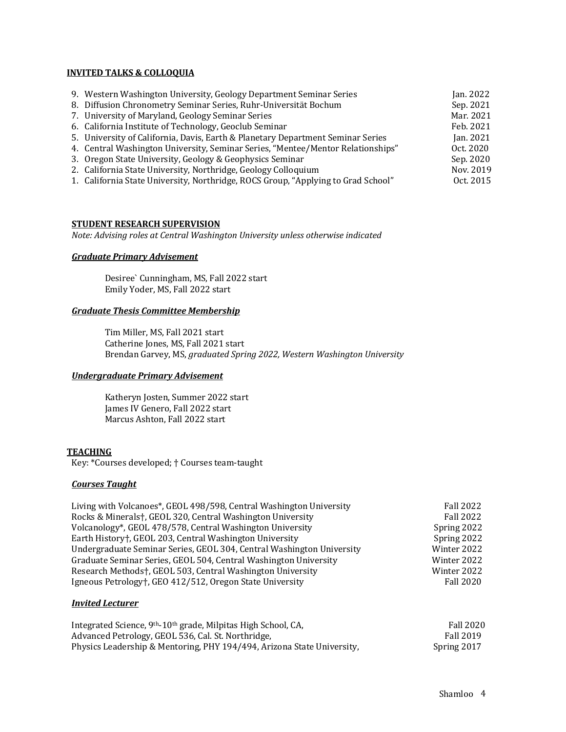## INVITED TALKS & COLLOQUIA

9. Western Washington University, Geology Department Seminar Series — Jan. 2022
8. Diffusion Chronometry Seminar Series, Ruhr-Universität Bochum — Sep. 2021
7. University of Maryland, Geology Seminar Series — Mar. 2021
6. California Institute of Technology, Geoclub Seminar — Feb. 2021
5. University of California, Davis, Earth & Planetary Department Seminar Series — Jan. 2021
4. Central Washington University, Seminar Series, "Mentee/Mentor Relationships" — Oct. 2020
3. Oregon State University, Geology & Geophysics Seminar — Sep. 2020
2. California State University, Northridge, Geology Colloquium — Nov. 2019
1. California State University, Northridge, ROCS Group, "Applying to Grad School" — Oct. 2015

## STUDENT RESEARCH SUPERVISION

*Note: Advising roles at Central Washington University unless otherwise indicated*

### ***Graduate Primary Advisement***

Desiree` Cunningham, MS, Fall 2022 start
Emily Yoder, MS, Fall 2022 start

### ***Graduate Thesis Committee Membership***

Tim Miller, MS, Fall 2021 start
Catherine Jones, MS, Fall 2021 start
Brendan Garvey, MS, *graduated Spring 2022, Western Washington University*

### ***Undergraduate Primary Advisement***

Katheryn Josten, Summer 2022 start
James IV Genero, Fall 2022 start
Marcus Ashton, Fall 2022 start

## TEACHING

Key: *Courses developed; † Courses team-taught

### ***Courses Taught***

| Course | Term |
|---|---|
| Living with Volcanoes*, GEOL 498/598, Central Washington University | Fall 2022 |
| Rocks & Minerals†, GEOL 320, Central Washington University | Fall 2022 |
| Volcanology*, GEOL 478/578, Central Washington University | Spring 2022 |
| Earth History†, GEOL 203, Central Washington University | Spring 2022 |
| Undergraduate Seminar Series, GEOL 304, Central Washington University | Winter 2022 |
| Graduate Seminar Series, GEOL 504, Central Washington University | Winter 2022 |
| Research Methods†, GEOL 503, Central Washington University | Winter 2022 |
| Igneous Petrology†, GEO 412/512, Oregon State University | Fall 2020 |

### ***Invited Lecturer***

| Course | Term |
|---|---|
| Integrated Science, 9th-10th grade, Milpitas High School, CA, | Fall 2020 |
| Advanced Petrology, GEOL 536, Cal. St. Northridge, | Fall 2019 |
| Physics Leadership & Mentoring, PHY 194/494, Arizona State University, | Spring 2017 |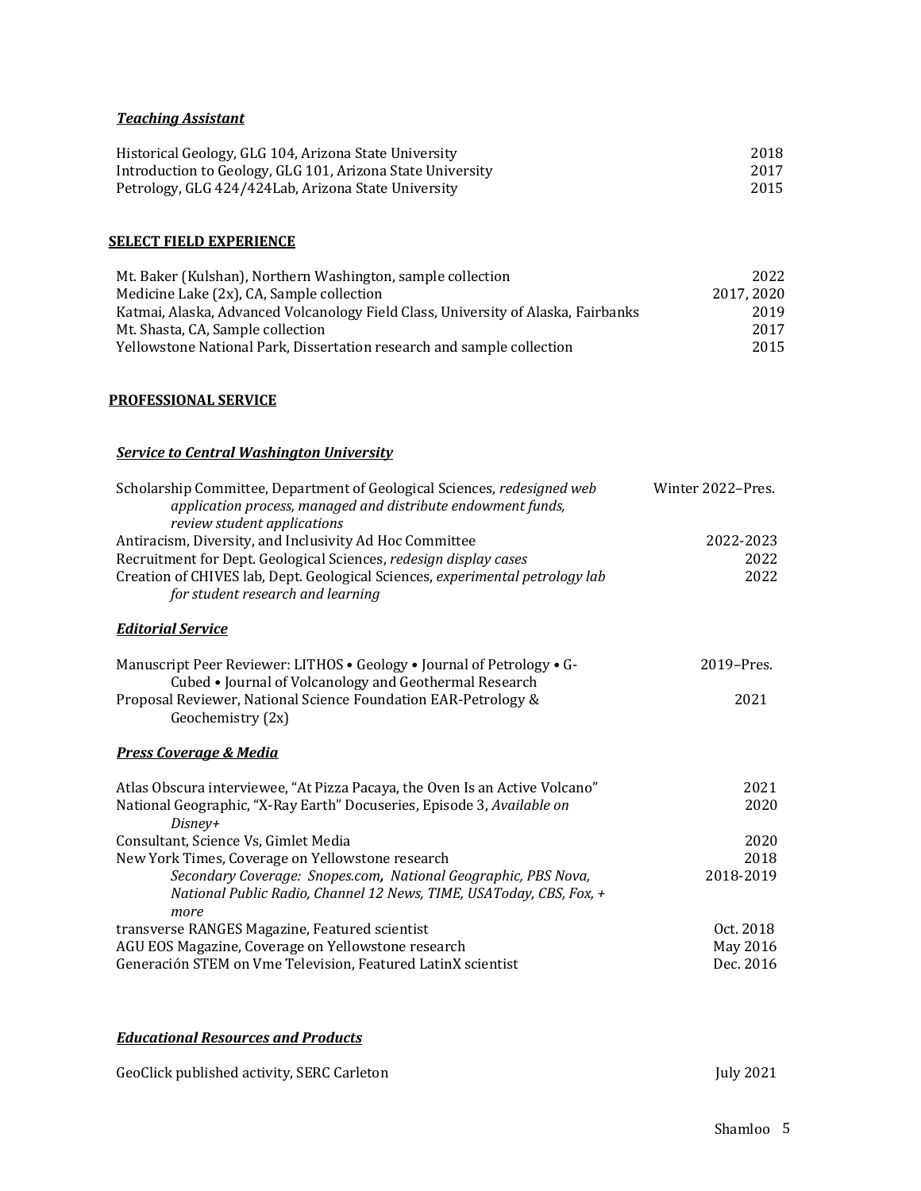### ***Teaching Assistant***

| | |
|---|---|
| Historical Geology, GLG 104, Arizona State University | 2018 |
| Introduction to Geology, GLG 101, Arizona State University | 2017 |
| Petrology, GLG 424/424Lab, Arizona State University | 2015 |

## **SELECT FIELD EXPERIENCE**

| | |
|---|---|
| Mt. Baker (Kulshan), Northern Washington, sample collection | 2022 |
| Medicine Lake (2x), CA, Sample collection | 2017, 2020 |
| Katmai, Alaska, Advanced Volcanology Field Class, University of Alaska, Fairbanks | 2019 |
| Mt. Shasta, CA, Sample collection | 2017 |
| Yellowstone National Park, Dissertation research and sample collection | 2015 |

## **PROFESSIONAL SERVICE**

### ***Service to Central Washington University***

| | |
|---|---|
| Scholarship Committee, Department of Geological Sciences, *redesigned web application process, managed and distribute endowment funds, review student applications* | Winter 2022–Pres. |
| Antiracism, Diversity, and Inclusivity Ad Hoc Committee | 2022-2023 |
| Recruitment for Dept. Geological Sciences, *redesign display cases* | 2022 |
| Creation of CHIVES lab, Dept. Geological Sciences, *experimental petrology lab for student research and learning* | 2022 |

### ***Editorial Service***

| | |
|---|---|
| Manuscript Peer Reviewer: LITHOS • Geology • Journal of Petrology • G-Cubed • Journal of Volcanology and Geothermal Research | 2019–Pres. |
| Proposal Reviewer, National Science Foundation EAR-Petrology & Geochemistry (2x) | 2021 |

### ***Press Coverage & Media***

| | |
|---|---|
| Atlas Obscura interviewee, "At Pizza Pacaya, the Oven Is an Active Volcano" | 2021 |
| National Geographic, "X-Ray Earth" Docuseries, Episode 3, *Available on Disney+* | 2020 |
| Consultant, Science Vs, Gimlet Media | 2020 |
| New York Times, Coverage on Yellowstone research | 2018 |
| *Secondary Coverage: Snopes.com, National Geographic, PBS Nova, National Public Radio, Channel 12 News, TIME, USAToday, CBS, Fox, + more* | 2018-2019 |
| transverse RANGES Magazine, Featured scientist | Oct. 2018 |
| AGU EOS Magazine, Coverage on Yellowstone research | May 2016 |
| Generación STEM on Vme Television, Featured LatinX scientist | Dec. 2016 |

### ***Educational Resources and Products***

| | |
|---|---|
| GeoClick published activity, SERC Carleton | July 2021 |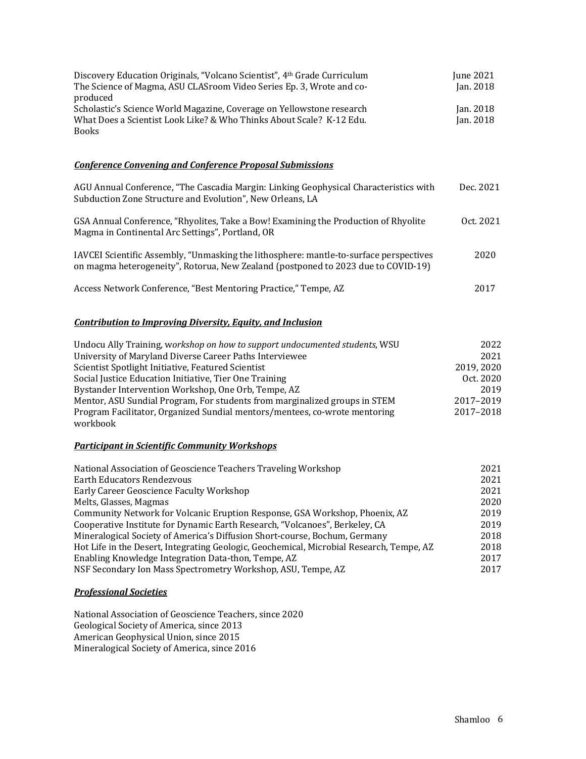Discovery Education Originals, "Volcano Scientist", 4th Grade Curriculum — June 2021
The Science of Magma, ASU CLASroom Video Series Ep. 3, Wrote and co-produced — Jan. 2018
Scholastic's Science World Magazine, Coverage on Yellowstone research — Jan. 2018
What Does a Scientist Look Like? & Who Thinks About Scale? K-12 Edu. Books — Jan. 2018

### ***Conference Convening and Conference Proposal Submissions***

AGU Annual Conference, "The Cascadia Margin: Linking Geophysical Characteristics with Subduction Zone Structure and Evolution", New Orleans, LA — Dec. 2021

GSA Annual Conference, "Rhyolites, Take a Bow! Examining the Production of Rhyolite Magma in Continental Arc Settings", Portland, OR — Oct. 2021

IAVCEI Scientific Assembly, "Unmasking the lithosphere: mantle-to-surface perspectives on magma heterogeneity", Rotorua, New Zealand (postponed to 2023 due to COVID-19) — 2020

Access Network Conference, "Best Mentoring Practice," Tempe, AZ — 2017

### ***Contribution to Improving Diversity, Equity, and Inclusion***

Undocu Ally Training, *workshop on how to support undocumented students*, WSU — 2022
University of Maryland Diverse Career Paths Interviewee — 2021
Scientist Spotlight Initiative, Featured Scientist — 2019, 2020
Social Justice Education Initiative, Tier One Training — Oct. 2020
Bystander Intervention Workshop, One Orb, Tempe, AZ — 2019
Mentor, ASU Sundial Program, For students from marginalized groups in STEM — 2017–2019
Program Facilitator, Organized Sundial mentors/mentees, co-wrote mentoring workbook — 2017–2018

### ***Participant in Scientific Community Workshops***

National Association of Geoscience Teachers Traveling Workshop — 2021
Earth Educators Rendezvous — 2021
Early Career Geoscience Faculty Workshop — 2021
Melts, Glasses, Magmas — 2020
Community Network for Volcanic Eruption Response, GSA Workshop, Phoenix, AZ — 2019
Cooperative Institute for Dynamic Earth Research, "Volcanoes", Berkeley, CA — 2019
Mineralogical Society of America's Diffusion Short-course, Bochum, Germany — 2018
Hot Life in the Desert, Integrating Geologic, Geochemical, Microbial Research, Tempe, AZ — 2018
Enabling Knowledge Integration Data-thon, Tempe, AZ — 2017
NSF Secondary Ion Mass Spectrometry Workshop, ASU, Tempe, AZ — 2017

### ***Professional Societies***

National Association of Geoscience Teachers, since 2020
Geological Society of America, since 2013
American Geophysical Union, since 2015
Mineralogical Society of America, since 2016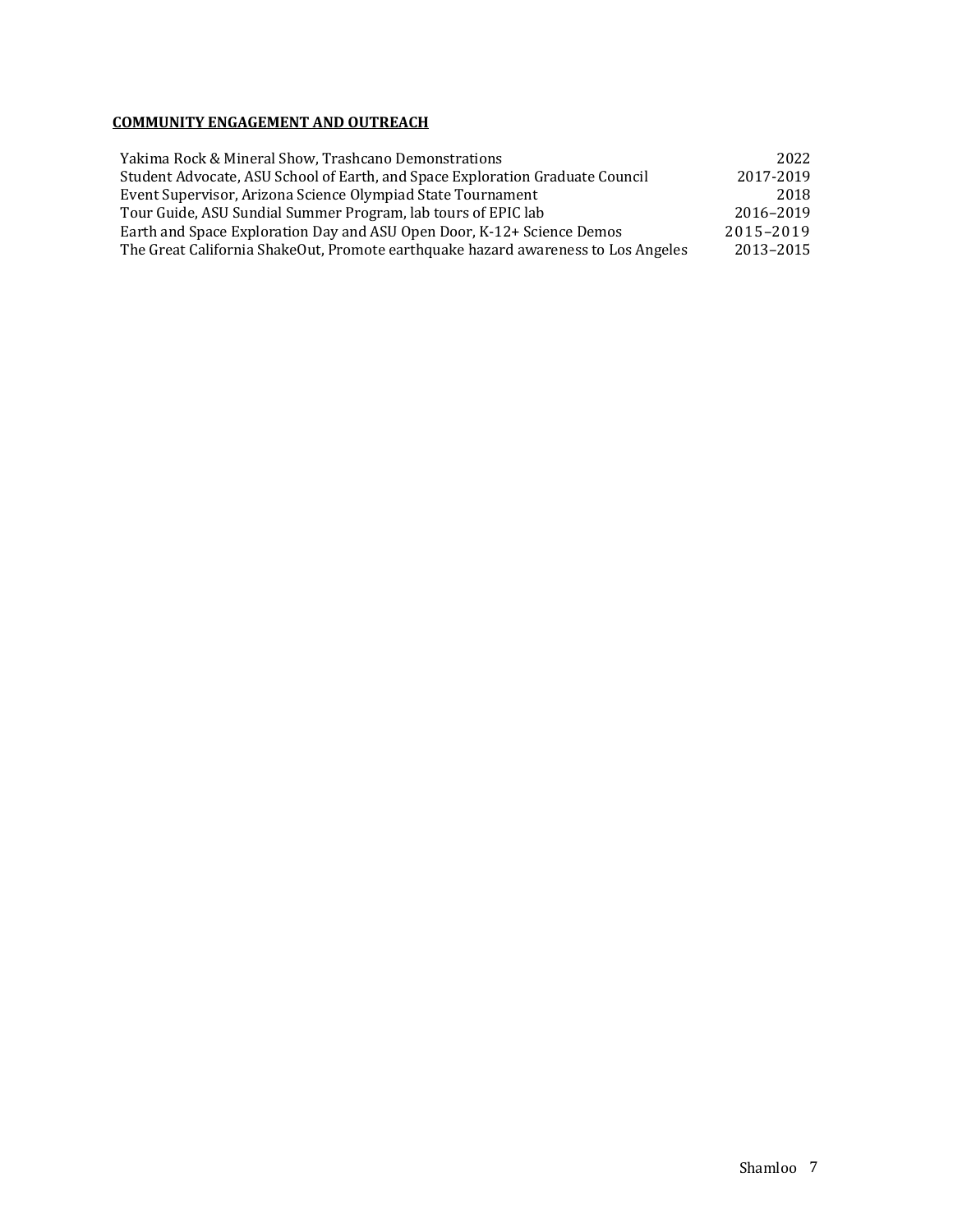**COMMUNITY ENGAGEMENT AND OUTREACH**

| | |
|---|---|
| Yakima Rock & Mineral Show, Trashcano Demonstrations | 2022 |
| Student Advocate, ASU School of Earth, and Space Exploration Graduate Council | 2017-2019 |
| Event Supervisor, Arizona Science Olympiad State Tournament | 2018 |
| Tour Guide, ASU Sundial Summer Program, lab tours of EPIC lab | 2016–2019 |
| Earth and Space Exploration Day and ASU Open Door, K-12+ Science Demos | 2015–2019 |
| The Great California ShakeOut, Promote earthquake hazard awareness to Los Angeles | 2013–2015 |